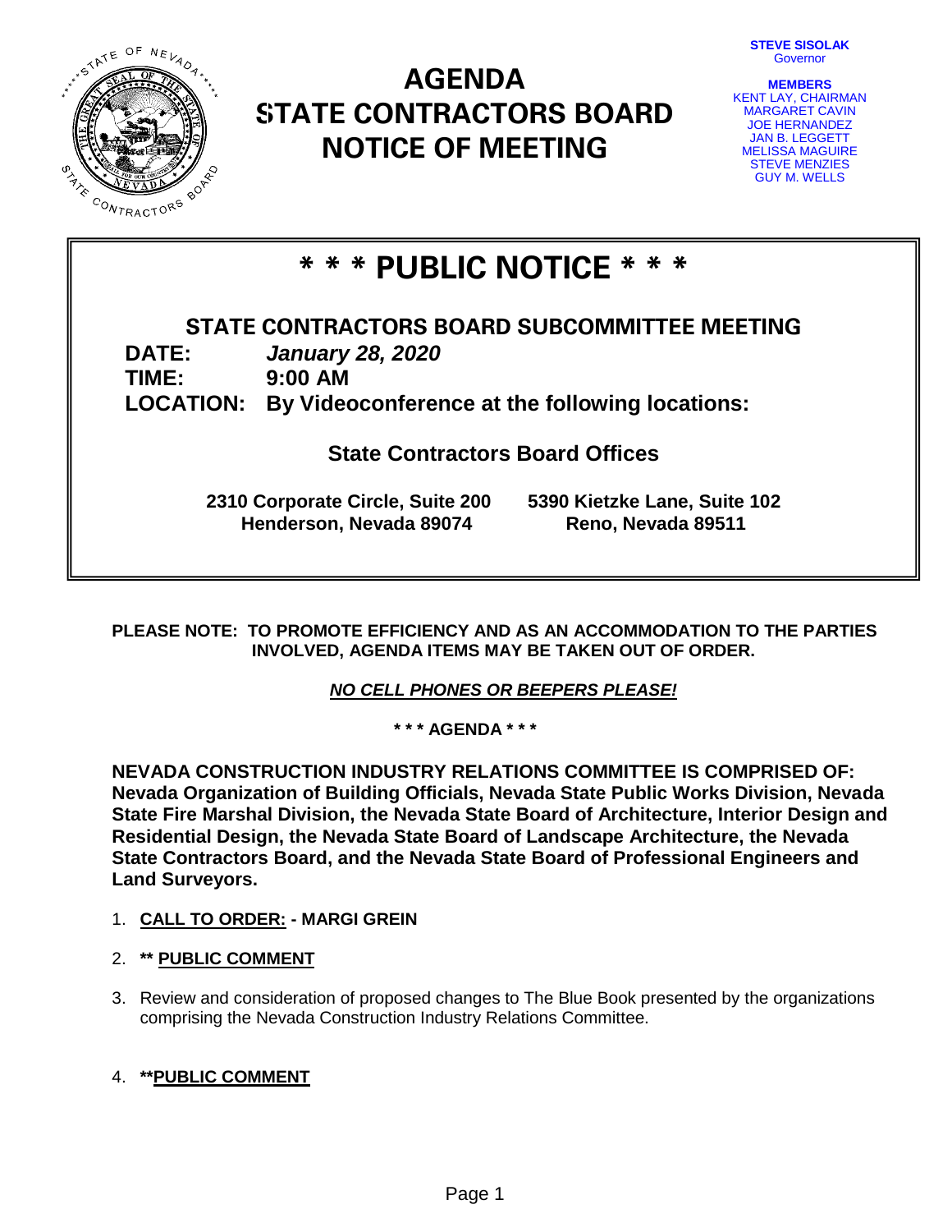# AGENDA
# STATE CONTRACTORS BOARD
# NOTICE OF MEETING

**STEVE SISOLAK**
Governor

**MEMBERS**
KENT LAY, CHAIRMAN
MARGARET CAVIN
JOE HERNANDEZ
JAN B. LEGGETT
MELISSA MAGUIRE
STEVE MENZIES
GUY M. WELLS

## * * * PUBLIC NOTICE * * *

### STATE CONTRACTORS BOARD SUBCOMMITTEE MEETING

**DATE:** ***January 28, 2020***
**TIME:** **9:00 AM**
**LOCATION:** **By Videoconference at the following locations:**

**State Contractors Board Offices**

**2310 Corporate Circle, Suite 200**
**Henderson, Nevada 89074**

**5390 Kietzke Lane, Suite 102**
**Reno, Nevada 89511**

**PLEASE NOTE: TO PROMOTE EFFICIENCY AND AS AN ACCOMMODATION TO THE PARTIES INVOLVED, AGENDA ITEMS MAY BE TAKEN OUT OF ORDER.**

***NO CELL PHONES OR BEEPERS PLEASE!***

**\* \* \* AGENDA \* \* \***

**NEVADA CONSTRUCTION INDUSTRY RELATIONS COMMITTEE IS COMPRISED OF: Nevada Organization of Building Officials, Nevada State Public Works Division, Nevada State Fire Marshal Division, the Nevada State Board of Architecture, Interior Design and Residential Design, the Nevada State Board of Landscape Architecture, the Nevada State Contractors Board, and the Nevada State Board of Professional Engineers and Land Surveyors.**

1. **CALL TO ORDER: - MARGI GREIN**
2. **** PUBLIC COMMENT**
3. Review and consideration of proposed changes to The Blue Book presented by the organizations comprising the Nevada Construction Industry Relations Committee.
4. ****PUBLIC COMMENT**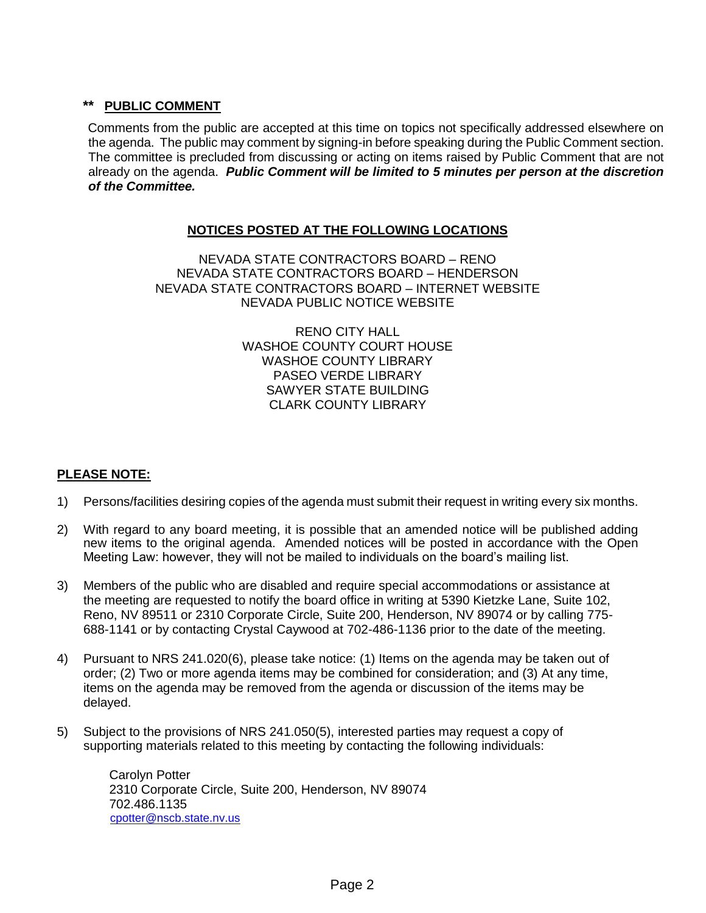## ** PUBLIC COMMENT

Comments from the public are accepted at this time on topics not specifically addressed elsewhere on the agenda. The public may comment by signing-in before speaking during the Public Comment section. The committee is precluded from discussing or acting on items raised by Public Comment that are not already on the agenda. ***Public Comment will be limited to 5 minutes per person at the discretion of the Committee.***

## NOTICES POSTED AT THE FOLLOWING LOCATIONS

NEVADA STATE CONTRACTORS BOARD – RENO
NEVADA STATE CONTRACTORS BOARD – HENDERSON
NEVADA STATE CONTRACTORS BOARD – INTERNET WEBSITE
NEVADA PUBLIC NOTICE WEBSITE

RENO CITY HALL
WASHOE COUNTY COURT HOUSE
WASHOE COUNTY LIBRARY
PASEO VERDE LIBRARY
SAWYER STATE BUILDING
CLARK COUNTY LIBRARY

## PLEASE NOTE:

1) Persons/facilities desiring copies of the agenda must submit their request in writing every six months.

2) With regard to any board meeting, it is possible that an amended notice will be published adding new items to the original agenda. Amended notices will be posted in accordance with the Open Meeting Law: however, they will not be mailed to individuals on the board's mailing list.

3) Members of the public who are disabled and require special accommodations or assistance at the meeting are requested to notify the board office in writing at 5390 Kietzke Lane, Suite 102, Reno, NV 89511 or 2310 Corporate Circle, Suite 200, Henderson, NV 89074 or by calling 775-688-1141 or by contacting Crystal Caywood at 702-486-1136 prior to the date of the meeting.

4) Pursuant to NRS 241.020(6), please take notice: (1) Items on the agenda may be taken out of order; (2) Two or more agenda items may be combined for consideration; and (3) At any time, items on the agenda may be removed from the agenda or discussion of the items may be delayed.

5) Subject to the provisions of NRS 241.050(5), interested parties may request a copy of supporting materials related to this meeting by contacting the following individuals:

   Carolyn Potter
   2310 Corporate Circle, Suite 200, Henderson, NV 89074
   702.486.1135
   cpotter@nscb.state.nv.us